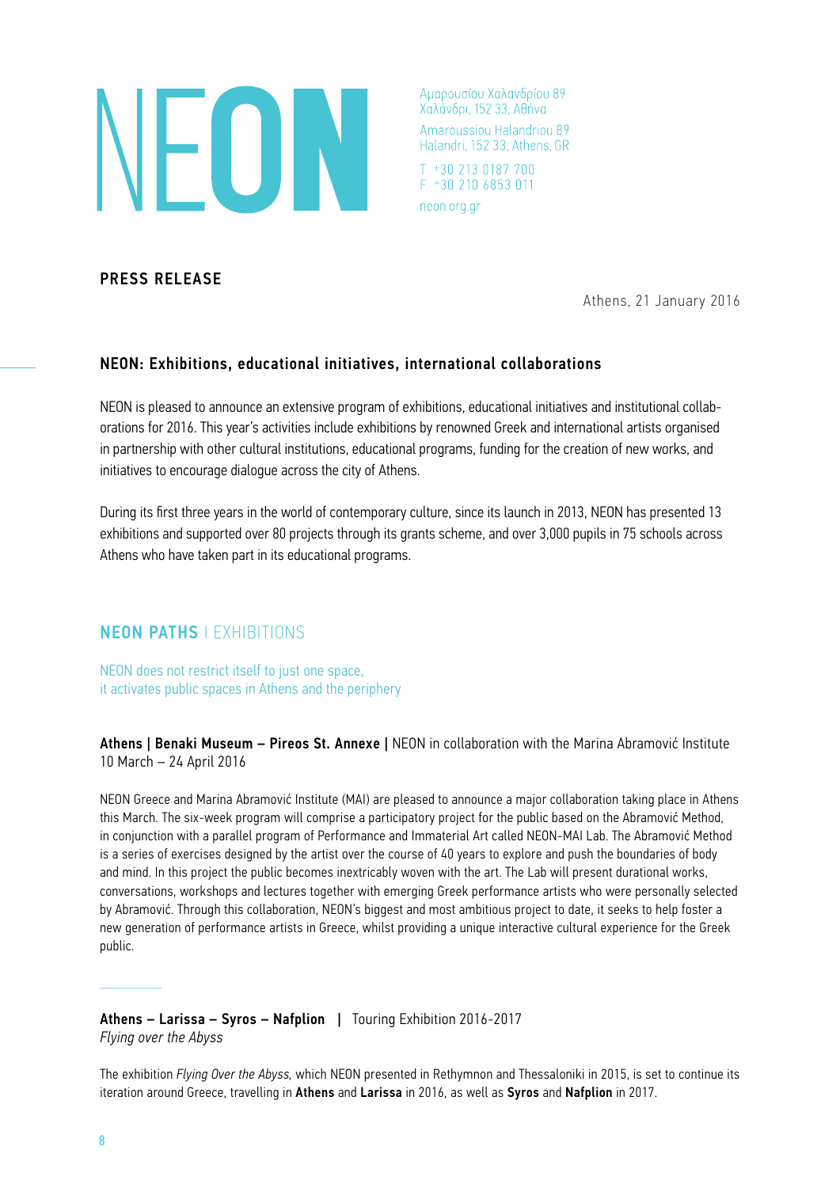# NEON

Αμαρουσίου Χαλανδρίου 89
Χαλάνδρι, 152 33, Αθήνα

Amaroussiou Halandriou 89
Halandri, 152 33, Athens, GR

T +30 213 0187 700
F +30 210 6853 011

neon.org.gr

**PRESS RELEASE**

Athens, 21 January 2016

## NEON: Exhibitions, educational initiatives, international collaborations

NEON is pleased to announce an extensive program of exhibitions, educational initiatives and institutional collaborations for 2016. This year's activities include exhibitions by renowned Greek and international artists organised in partnership with other cultural institutions, educational programs, funding for the creation of new works, and initiatives to encourage dialogue across the city of Athens.

During its first three years in the world of contemporary culture, since its launch in 2013, NEON has presented 13 exhibitions and supported over 80 projects through its grants scheme, and over 3,000 pupils in 75 schools across Athens who have taken part in its educational programs.

## NEON PATHS | EXHIBITIONS

NEON does not restrict itself to just one space,
it activates public spaces in Athens and the periphery

**Athens | Benaki Museum – Pireos St. Annexe |** NEON in collaboration with the Marina Abramović Institute
10 March – 24 April 2016

NEON Greece and Marina Abramović Institute (MAI) are pleased to announce a major collaboration taking place in Athens this March. The six-week program will comprise a participatory project for the public based on the Abramović Method, in conjunction with a parallel program of Performance and Immaterial Art called NEON-MAI Lab. The Abramović Method is a series of exercises designed by the artist over the course of 40 years to explore and push the boundaries of body and mind. In this project the public becomes inextricably woven with the art. The Lab will present durational works, conversations, workshops and lectures together with emerging Greek performance artists who were personally selected by Abramović. Through this collaboration, NEON's biggest and most ambitious project to date, it seeks to help foster a new generation of performance artists in Greece, whilst providing a unique interactive cultural experience for the Greek public.

**Athens – Larissa – Syros – Nafplion | ** Touring Exhibition 2016-2017
*Flying over the Abyss*

The exhibition *Flying Over the Abyss,* which NEON presented in Rethymnon and Thessaloniki in 2015, is set to continue its iteration around Greece, travelling in **Athens** and **Larissa** in 2016, as well as **Syros** and **Nafplion** in 2017.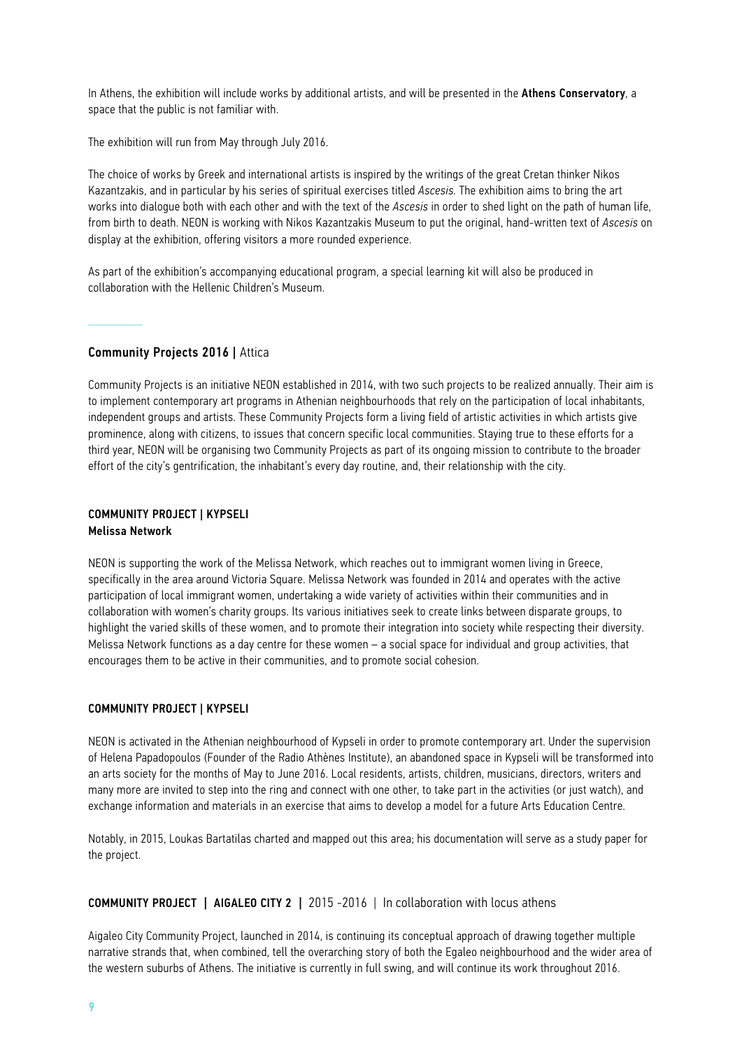In Athens, the exhibition will include works by additional artists, and will be presented in the **Athens Conservatory**, a space that the public is not familiar with.

The exhibition will run from May through July 2016.

The choice of works by Greek and international artists is inspired by the writings of the great Cretan thinker Nikos Kazantzakis, and in particular by his series of spiritual exercises titled *Ascesis*. The exhibition aims to bring the art works into dialogue both with each other and with the text of the *Ascesis* in order to shed light on the path of human life, from birth to death. NEON is working with Nikos Kazantzakis Museum to put the original, hand-written text of *Ascesis* on display at the exhibition, offering visitors a more rounded experience.

As part of the exhibition's accompanying educational program, a special learning kit will also be produced in collaboration with the Hellenic Children's Museum.

## **Community Projects 2016 |** Attica

Community Projects is an initiative NEON established in 2014, with two such projects to be realized annually. Their aim is to implement contemporary art programs in Athenian neighbourhoods that rely on the participation of local inhabitants, independent groups and artists. These Community Projects form a living field of artistic activities in which artists give prominence, along with citizens, to issues that concern specific local communities. Staying true to these efforts for a third year, NEON will be organising two Community Projects as part of its ongoing mission to contribute to the broader effort of the city's gentrification, the inhabitant's every day routine, and, their relationship with the city.

### COMMUNITY PROJECT | KYPSELI
**Melissa Network**

NEON is supporting the work of the Melissa Network, which reaches out to immigrant women living in Greece, specifically in the area around Victoria Square. Melissa Network was founded in 2014 and operates with the active participation of local immigrant women, undertaking a wide variety of activities within their communities and in collaboration with women's charity groups. Its various initiatives seek to create links between disparate groups, to highlight the varied skills of these women, and to promote their integration into society while respecting their diversity. Melissa Network functions as a day centre for these women – a social space for individual and group activities, that encourages them to be active in their communities, and to promote social cohesion.

### COMMUNITY PROJECT | KYPSELI

NEON is activated in the Athenian neighbourhood of Kypseli in order to promote contemporary art. Under the supervision of Helena Papadopoulos (Founder of the Radio Athènes Institute), an abandoned space in Kypseli will be transformed into an arts society for the months of May to June 2016. Local residents, artists, children, musicians, directors, writers and many more are invited to step into the ring and connect with one other, to take part in the activities (or just watch), and exchange information and materials in an exercise that aims to develop a model for a future Arts Education Centre.

Notably, in 2015, Loukas Bartatilas charted and mapped out this area; his documentation will serve as a study paper for the project.

### COMMUNITY PROJECT | AIGALEO CITY 2 | 2015 -2016 | In collaboration with locus athens

Aigaleo City Community Project, launched in 2014, is continuing its conceptual approach of drawing together multiple narrative strands that, when combined, tell the overarching story of both the Egaleo neighbourhood and the wider area of the western suburbs of Athens. The initiative is currently in full swing, and will continue its work throughout 2016.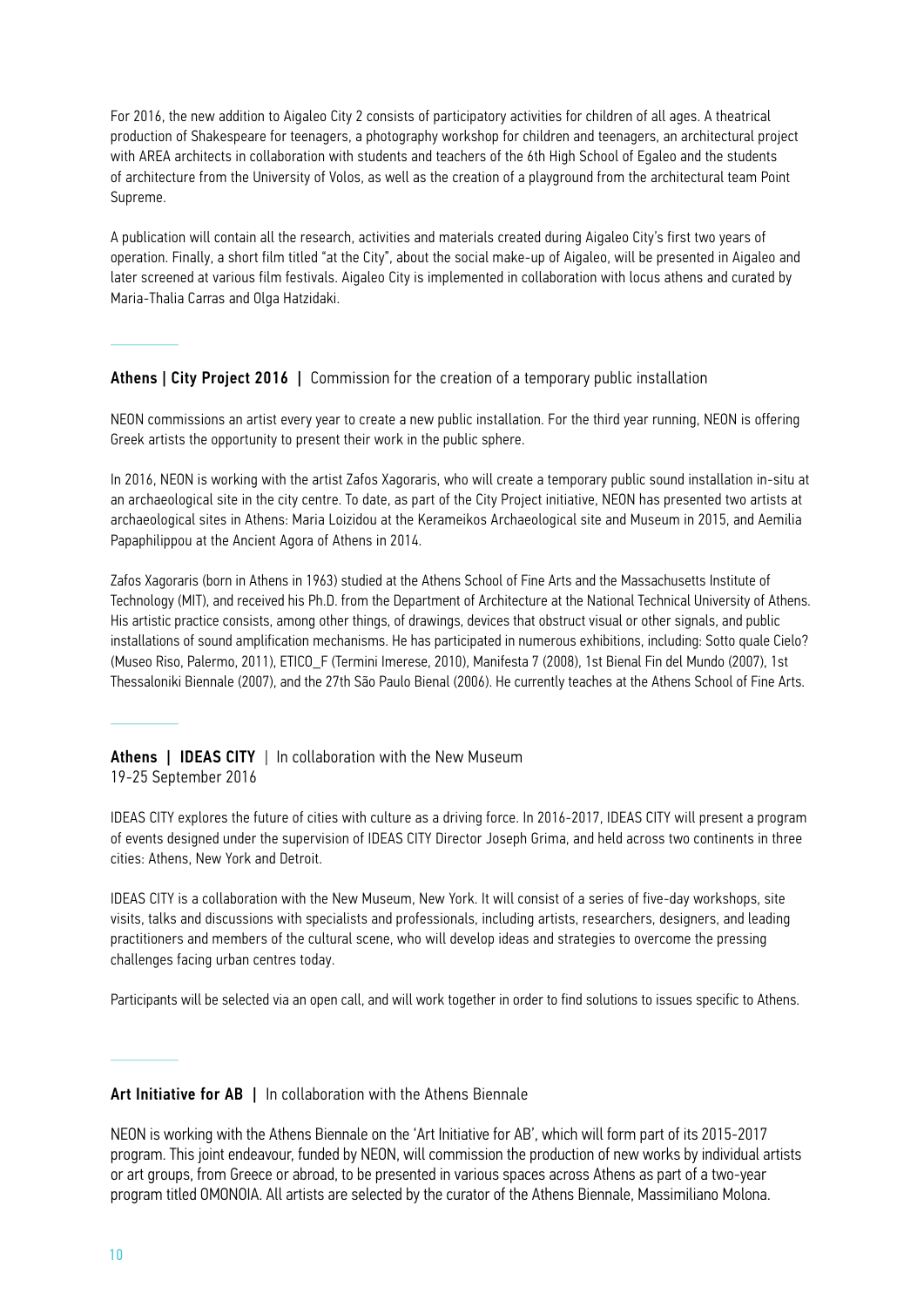For 2016, the new addition to Aigaleo City 2 consists of participatory activities for children of all ages. A theatrical production of Shakespeare for teenagers, a photography workshop for children and teenagers, an architectural project with AREA architects in collaboration with students and teachers of the 6th High School of Egaleo and the students of architecture from the University of Volos, as well as the creation of a playground from the architectural team Point Supreme.

A publication will contain all the research, activities and materials created during Aigaleo City's first two years of operation. Finally, a short film titled "at the City", about the social make-up of Aigaleo, will be presented in Aigaleo and later screened at various film festivals. Aigaleo City is implemented in collaboration with locus athens and curated by Maria-Thalia Carras and Olga Hatzidaki.

---

## **Athens | City Project 2016 |** Commission for the creation of a temporary public installation

NEON commissions an artist every year to create a new public installation. For the third year running, NEON is offering Greek artists the opportunity to present their work in the public sphere.

In 2016, NEON is working with the artist Zafos Xagoraris, who will create a temporary public sound installation in-situ at an archaeological site in the city centre. To date, as part of the City Project initiative, NEON has presented two artists at archaeological sites in Athens: Maria Loizidou at the Kerameikos Archaeological site and Museum in 2015, and Aemilia Papaphilippou at the Ancient Agora of Athens in 2014.

Zafos Xagoraris (born in Athens in 1963) studied at the Athens School of Fine Arts and the Massachusetts Institute of Technology (MIT), and received his Ph.D. from the Department of Architecture at the National Technical University of Athens. His artistic practice consists, among other things, of drawings, devices that obstruct visual or other signals, and public installations of sound amplification mechanisms. He has participated in numerous exhibitions, including: Sotto quale Cielo? (Museo Riso, Palermo, 2011), ETICO_F (Termini Imerese, 2010), Manifesta 7 (2008), 1st Bienal Fin del Mundo (2007), 1st Thessaloniki Biennale (2007), and the 27th São Paulo Bienal (2006). He currently teaches at the Athens School of Fine Arts.

---

## **Athens | IDEAS CITY** | In collaboration with the New Museum
19-25 September 2016

IDEAS CITY explores the future of cities with culture as a driving force. In 2016-2017, IDEAS CITY will present a program of events designed under the supervision of IDEAS CITY Director Joseph Grima, and held across two continents in three cities: Athens, New York and Detroit.

IDEAS CITY is a collaboration with the New Museum, New York. It will consist of a series of five-day workshops, site visits, talks and discussions with specialists and professionals, including artists, researchers, designers, and leading practitioners and members of the cultural scene, who will develop ideas and strategies to overcome the pressing challenges facing urban centres today.

Participants will be selected via an open call, and will work together in order to find solutions to issues specific to Athens.

---

## **Art Initiative for AB |** In collaboration with the Athens Biennale

NEON is working with the Athens Biennale on the 'Art Initiative for AB', which will form part of its 2015-2017 program. This joint endeavour, funded by NEON, will commission the production of new works by individual artists or art groups, from Greece or abroad, to be presented in various spaces across Athens as part of a two-year program titled OMONOIA. All artists are selected by the curator of the Athens Biennale, Massimiliano Molona.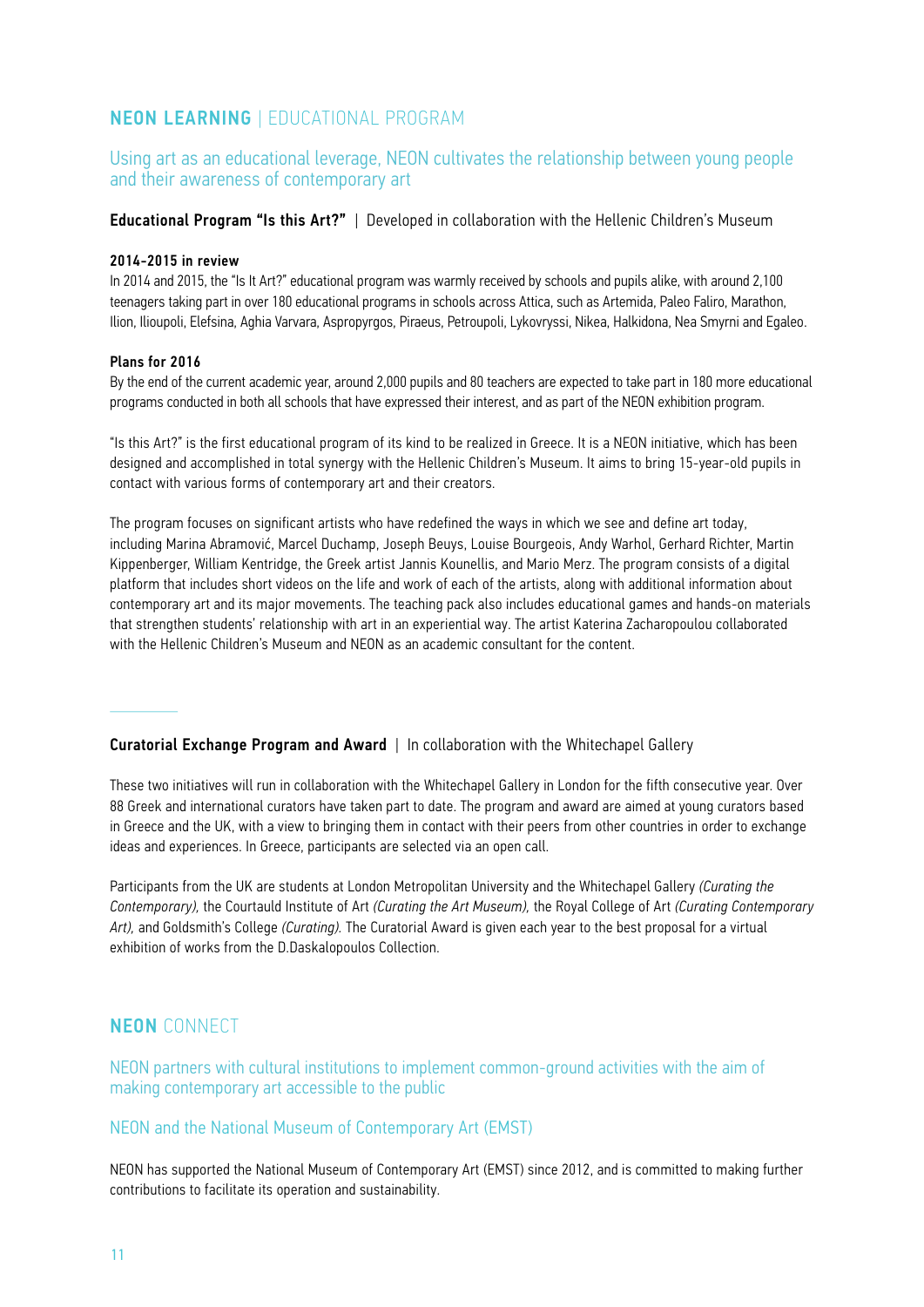## **NEON LEARNING** | EDUCATIONAL PROGRAM

### Using art as an educational leverage, NEON cultivates the relationship between young people and their awareness of contemporary art

**Educational Program "Is this Art?"** | Developed in collaboration with the Hellenic Children's Museum

**2014-2015 in review**

In 2014 and 2015, the "Is It Art?" educational program was warmly received by schools and pupils alike, with around 2,100 teenagers taking part in over 180 educational programs in schools across Attica, such as Artemida, Paleo Faliro, Marathon, Ilion, Ilioupoli, Elefsina, Aghia Varvara, Aspropyrgos, Piraeus, Petroupoli, Lykovryssi, Nikea, Halkidona, Nea Smyrni and Egaleo.

**Plans for 2016**

By the end of the current academic year, around 2,000 pupils and 80 teachers are expected to take part in 180 more educational programs conducted in both all schools that have expressed their interest, and as part of the NEON exhibition program.

"Is this Art?" is the first educational program of its kind to be realized in Greece. It is a NEON initiative, which has been designed and accomplished in total synergy with the Hellenic Children's Museum. It aims to bring 15-year-old pupils in contact with various forms of contemporary art and their creators.

The program focuses on significant artists who have redefined the ways in which we see and define art today, including Marina Abramović, Marcel Duchamp, Joseph Beuys, Louise Bourgeois, Andy Warhol, Gerhard Richter, Martin Kippenberger, William Kentridge, the Greek artist Jannis Kounellis, and Mario Merz. The program consists of a digital platform that includes short videos on the life and work of each of the artists, along with additional information about contemporary art and its major movements. The teaching pack also includes educational games and hands-on materials that strengthen students' relationship with art in an experiential way. The artist Katerina Zacharopoulou collaborated with the Hellenic Children's Museum and NEON as an academic consultant for the content.

---

**Curatorial Exchange Program and Award** | In collaboration with the Whitechapel Gallery

These two initiatives will run in collaboration with the Whitechapel Gallery in London for the fifth consecutive year. Over 88 Greek and international curators have taken part to date. The program and award are aimed at young curators based in Greece and the UK, with a view to bringing them in contact with their peers from other countries in order to exchange ideas and experiences. In Greece, participants are selected via an open call.

Participants from the UK are students at London Metropolitan University and the Whitechapel Gallery *(Curating the Contemporary),* the Courtauld Institute of Art *(Curating the Art Museum),* the Royal College of Art *(Curating Contemporary Art),* and Goldsmith's College *(Curating).* The Curatorial Award is given each year to the best proposal for a virtual exhibition of works from the D.Daskalopoulos Collection.

## **NEON** CONNECT

### NEON partners with cultural institutions to implement common-ground activities with the aim of making contemporary art accessible to the public

### NEON and the National Museum of Contemporary Art (EMST)

NEON has supported the National Museum of Contemporary Art (EMST) since 2012, and is committed to making further contributions to facilitate its operation and sustainability.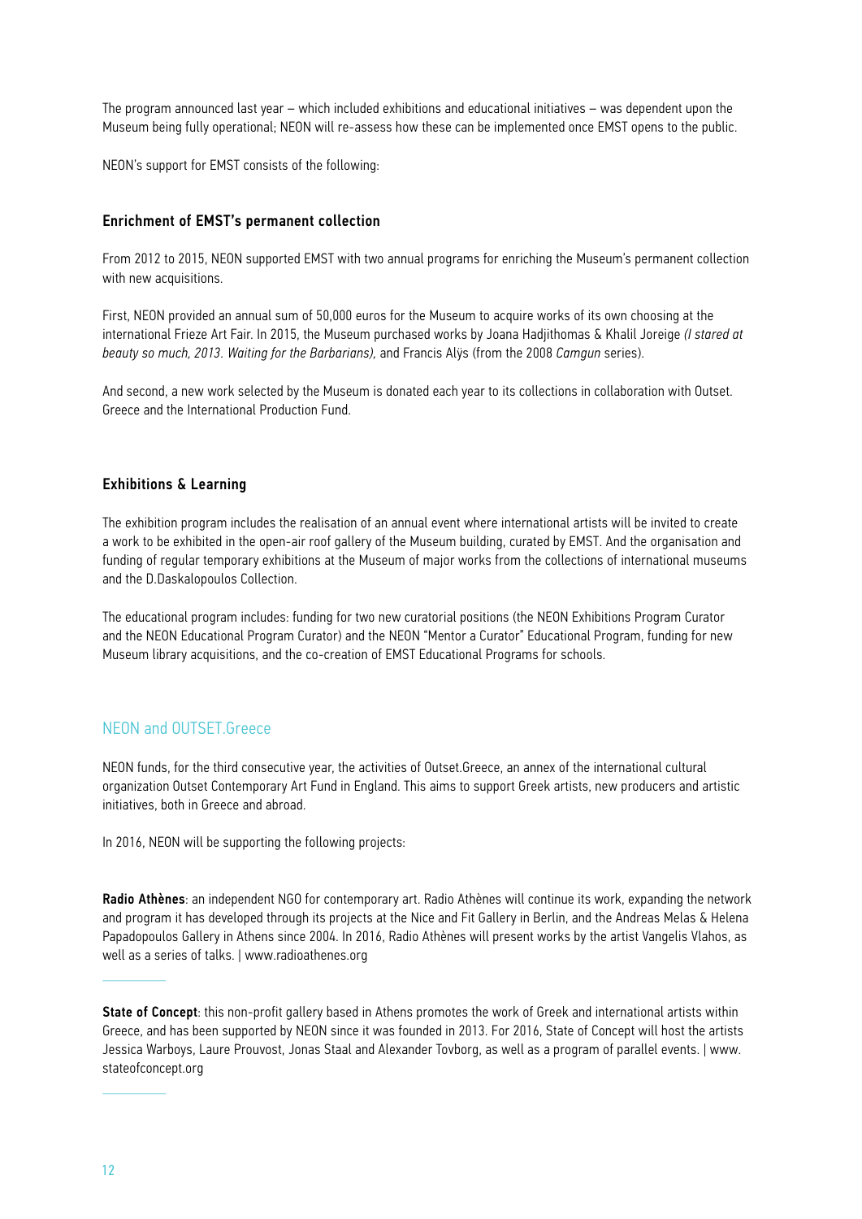The program announced last year – which included exhibitions and educational initiatives – was dependent upon the Museum being fully operational; NEON will re-assess how these can be implemented once EMST opens to the public.

NEON's support for EMST consists of the following:

### Enrichment of EMST's permanent collection

From 2012 to 2015, NEON supported EMST with two annual programs for enriching the Museum's permanent collection with new acquisitions.

First, NEON provided an annual sum of 50,000 euros for the Museum to acquire works of its own choosing at the international Frieze Art Fair. In 2015, the Museum purchased works by Joana Hadjithomas & Khalil Joreige *(I stared at beauty so much, 2013. Waiting for the Barbarians)*, and Francis Alÿs (from the 2008 *Camgun* series).

And second, a new work selected by the Museum is donated each year to its collections in collaboration with Outset. Greece and the International Production Fund.

### Exhibitions & Learning

The exhibition program includes the realisation of an annual event where international artists will be invited to create a work to be exhibited in the open-air roof gallery of the Museum building, curated by EMST. And the organisation and funding of regular temporary exhibitions at the Museum of major works from the collections of international museums and the D.Daskalopoulos Collection.

The educational program includes: funding for two new curatorial positions (the NEON Exhibitions Program Curator and the NEON Educational Program Curator) and the NEON "Mentor a Curator" Educational Program, funding for new Museum library acquisitions, and the co-creation of EMST Educational Programs for schools.

## NEON and OUTSET.Greece

NEON funds, for the third consecutive year, the activities of Outset.Greece, an annex of the international cultural organization Outset Contemporary Art Fund in England. This aims to support Greek artists, new producers and artistic initiatives, both in Greece and abroad.

In 2016, NEON will be supporting the following projects:

**Radio Athènes**: an independent NGO for contemporary art. Radio Athènes will continue its work, expanding the network and program it has developed through its projects at the Nice and Fit Gallery in Berlin, and the Andreas Melas & Helena Papadopoulos Gallery in Athens since 2004. In 2016, Radio Athènes will present works by the artist Vangelis Vlahos, as well as a series of talks. | www.radioathenes.org

---

**State of Concept**: this non-profit gallery based in Athens promotes the work of Greek and international artists within Greece, and has been supported by NEON since it was founded in 2013. For 2016, State of Concept will host the artists Jessica Warboys, Laure Prouvost, Jonas Staal and Alexander Tovborg, as well as a program of parallel events. | www.stateofconcept.org

---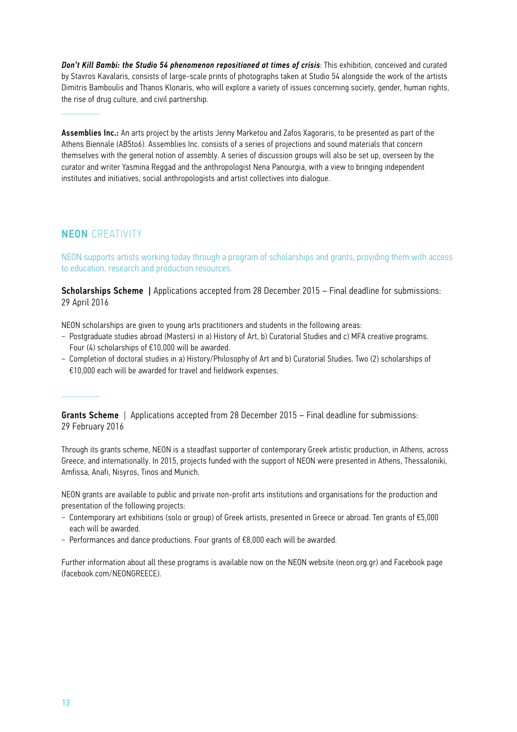***Don't Kill Bambi: the Studio 54 phenomenon repositioned at times of crisis***: This exhibition, conceived and curated by Stavros Kavalaris, consists of large-scale prints of photographs taken at Studio 54 alongside the work of the artists Dimitris Bamboulis and Thanos Klonaris, who will explore a variety of issues concerning society, gender, human rights, the rise of drug culture, and civil partnership.

**Assemblies Inc.:** An arts project by the artists Jenny Marketou and Zafos Xagoraris, to be presented as part of the Athens Biennale (AB5to6). Assemblies Inc. consists of a series of projections and sound materials that concern themselves with the general notion of assembly. A series of discussion groups will also be set up, overseen by the curator and writer Yasmina Reggad and the anthropologist Nena Panourgia, with a view to bringing independent institutes and initiatives, social anthropologists and artist collectives into dialogue.

## **NEON** CREATIVITY

NEON supports artists working today through a program of scholarships and grants, providing them with access to education, research and production resources.

**Scholarships Scheme** | Applications accepted from 28 December 2015 – Final deadline for submissions: 29 April 2016

NEON scholarships are given to young arts practitioners and students in the following areas:

- Postgraduate studies abroad (Masters) in a) History of Art, b) Curatorial Studies and c) MFA creative programs. Four (4) scholarships of €10,000 will be awarded.
- Completion of doctoral studies in a) History/Philosophy of Art and b) Curatorial Studies. Two (2) scholarships of €10,000 each will be awarded for travel and fieldwork expenses.

**Grants Scheme** | Applications accepted from 28 December 2015 – Final deadline for submissions: 29 February 2016

Through its grants scheme, NEON is a steadfast supporter of contemporary Greek artistic production, in Athens, across Greece, and internationally. In 2015, projects funded with the support of NEON were presented in Athens, Thessaloniki, Amfissa, Anafi, Nisyros, Tinos and Munich.

NEON grants are available to public and private non-profit arts institutions and organisations for the production and presentation of the following projects:

- Contemporary art exhibitions (solo or group) of Greek artists, presented in Greece or abroad. Ten grants of €5,000 each will be awarded.
- Performances and dance productions. Four grants of €8,000 each will be awarded.

Further information about all these programs is available now on the NEON website (neon.org.gr) and Facebook page (facebook.com/NEONGREECE).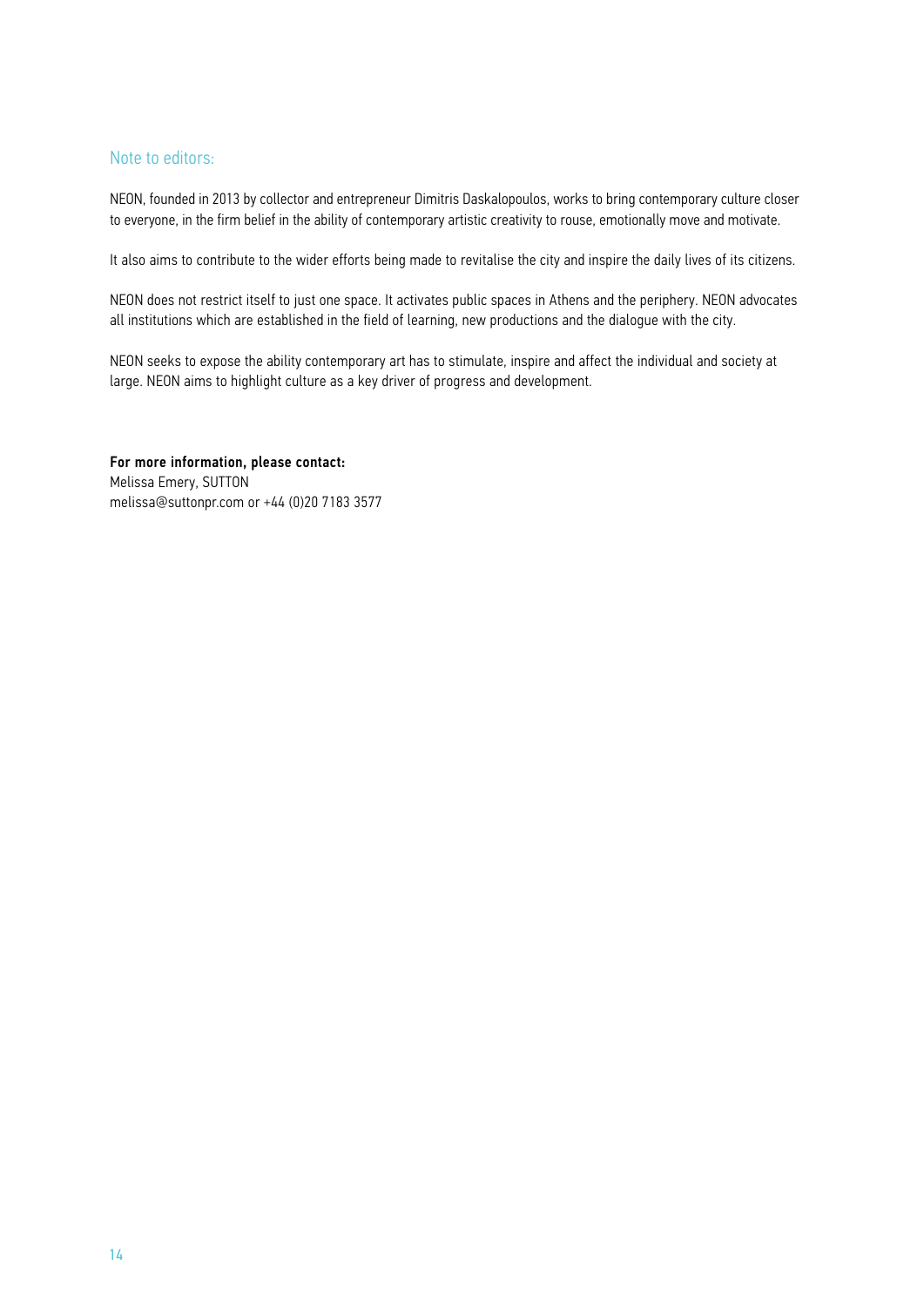## Note to editors:

NEON, founded in 2013 by collector and entrepreneur Dimitris Daskalopoulos, works to bring contemporary culture closer to everyone, in the firm belief in the ability of contemporary artistic creativity to rouse, emotionally move and motivate.

It also aims to contribute to the wider efforts being made to revitalise the city and inspire the daily lives of its citizens.

NEON does not restrict itself to just one space. It activates public spaces in Athens and the periphery. NEON advocates all institutions which are established in the field of learning, new productions and the dialogue with the city.

NEON seeks to expose the ability contemporary art has to stimulate, inspire and affect the individual and society at large. NEON aims to highlight culture as a key driver of progress and development.

**For more information, please contact:**
Melissa Emery, SUTTON
melissa@suttonpr.com or +44 (0)20 7183 3577